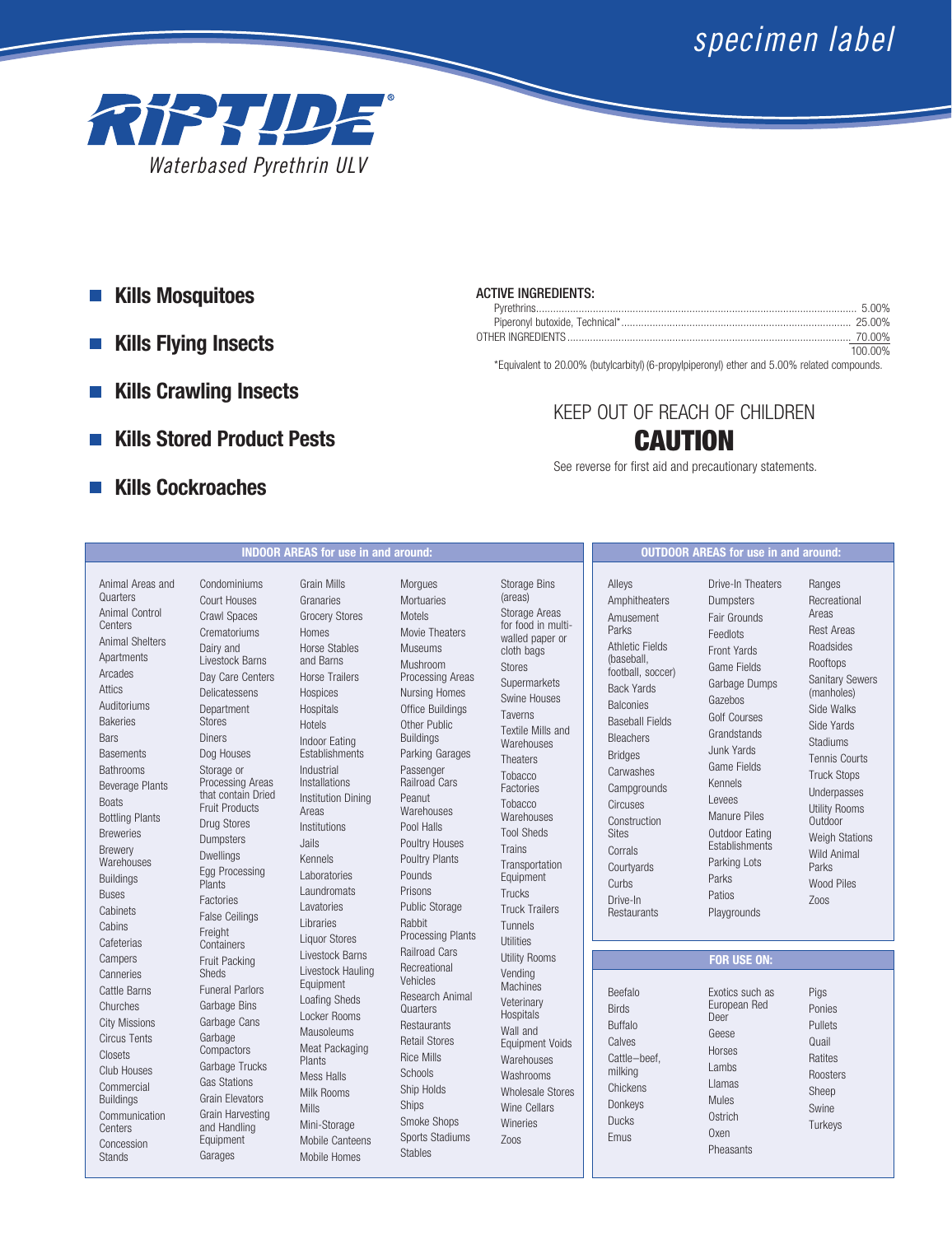specimen label

# RIPTIDE®

*Waterbased Pyrethrin ULV*

- **Kills Mosquitoes**
- **Kills Flying Insects**
- **Kills Crawling Insects**
- **Kills Stored Product Pests**
- **Kills Cockroaches**

**ACTIVE INGREDIENTS:**

| | |
|---|---|
| Pyrethrins | 5.00% |
| Piperonyl butoxide, Technical* | 25.00% |
| OTHER INGREDIENTS | 70.00% |
| | 100.00% |

*Equivalent to 20.00% (butylcarbityl) (6-propylpiperonyl) ether and 5.00% related compounds.

KEEP OUT OF REACH OF CHILDREN

## CAUTION

See reverse for first aid and precautionary statements.

### INDOOR AREAS for use in and around:

Animal Areas and Quarters, Animal Control Centers, Animal Shelters, Apartments, Arcades, Attics, Auditoriums, Bakeries, Bars, Basements, Bathrooms, Beverage Plants, Boats, Bottling Plants, Breweries, Brewery Warehouses, Buildings, Buses, Cabinets, Cabins, Cafeterias, Campers, Canneries, Cattle Barns, Churches, City Missions, Circus Tents, Closets, Club Houses, Commercial Buildings, Communication Centers, Concession Stands, Condominiums, Court Houses, Crawl Spaces, Crematoriums, Dairy and Livestock Barns, Day Care Centers, Delicatessens, Department Stores, Diners, Dog Houses, Storage or Processing Areas that contain Dried Fruit Products, Drug Stores, Dumpsters, Dwellings, Egg Processing Plants, Factories, False Ceilings, Freight Containers, Fruit Packing Sheds, Funeral Parlors, Garbage Bins, Garbage Cans, Garbage Compactors, Garbage Trucks, Gas Stations, Grain Elevators, Grain Harvesting and Handling Equipment, Garages, Grain Mills, Granaries, Grocery Stores, Homes, Horse Stables and Barns, Horse Trailers, Hospices, Hospitals, Hotels, Indoor Eating Establishments, Industrial Installations, Institution Dining Areas, Institutions, Jails, Kennels, Laboratories, Laundromats, Lavatories, Libraries, Liquor Stores, Livestock Barns, Livestock Hauling Equipment, Loafing Sheds, Locker Rooms, Mausoleums, Meat Packaging Plants, Mess Halls, Milk Rooms, Mills, Mini-Storage, Mobile Canteens, Mobile Homes, Morgues, Mortuaries, Motels, Movie Theaters, Museums, Mushroom Processing Areas, Nursing Homes, Office Buildings, Other Public Buildings, Parking Garages, Passenger Railroad Cars, Peanut Warehouses, Pool Halls, Poultry Houses, Poultry Plants, Pounds, Prisons, Public Storage, Rabbit Processing Plants, Railroad Cars, Recreational Vehicles, Research Animal Quarters, Restaurants, Retail Stores, Rice Mills, Schools, Ship Holds, Ships, Smoke Shops, Sports Stadiums, Stables, Storage Bins (areas), Storage Areas for food in multi-walled paper or cloth bags, Stores, Supermarkets, Swine Houses, Taverns, Textile Mills and Warehouses, Theaters, Tobacco Factories, Tobacco Warehouses, Tool Sheds, Trains, Transportation Equipment, Trucks, Truck Trailers, Tunnels, Utilities, Utility Rooms, Vending Machines, Veterinary Hospitals, Wall and Equipment Voids, Warehouses, Washrooms, Wholesale Stores, Wine Cellars, Wineries, Zoos

### OUTDOOR AREAS for use in and around:

Alleys, Amphitheaters, Amusement Parks, Athletic Fields (baseball, football, soccer), Back Yards, Balconies, Baseball Fields, Bleachers, Bridges, Carwashes, Campgrounds, Circuses, Construction Sites, Corrals, Courtyards, Curbs, Drive-In Restaurants, Drive-In Theaters, Dumpsters, Fair Grounds, Feedlots, Front Yards, Game Fields, Garbage Dumps, Gazebos, Golf Courses, Grandstands, Junk Yards, Game Fields, Kennels, Levees, Manure Piles, Outdoor Eating Establishments, Parking Lots, Parks, Patios, Playgrounds, Ranges, Recreational Areas, Rest Areas, Roadsides, Rooftops, Sanitary Sewers (manholes), Side Walks, Side Yards, Stadiums, Tennis Courts, Truck Stops, Underpasses, Utility Rooms Outdoor, Weigh Stations, Wild Animal Parks, Wood Piles, Zoos

### FOR USE ON:

Beefalo, Birds, Buffalo, Calves, Cattle–beef, milking, Chickens, Donkeys, Ducks, Emus, Exotics such as European Red Deer, Geese, Horses, Lambs, Llamas, Mules, Ostrich, Oxen, Pheasants, Pigs, Ponies, Pullets, Quail, Ratites, Roosters, Sheep, Swine, Turkeys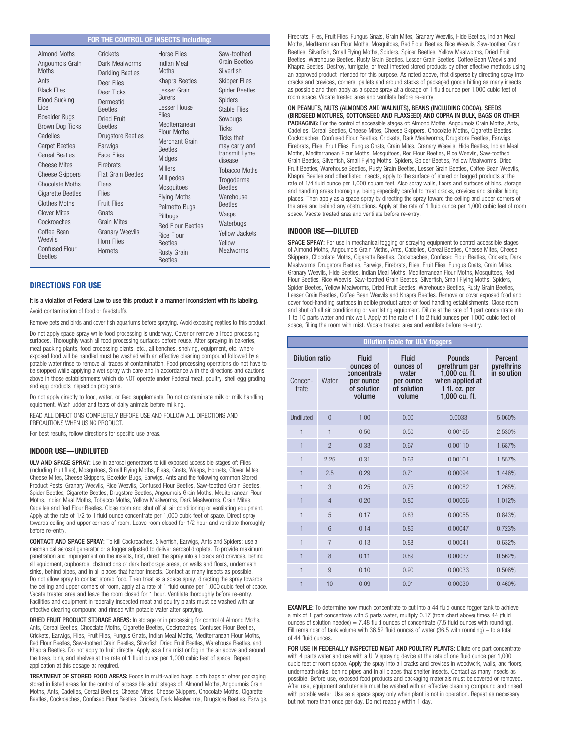| FOR THE CONTROL OF INSECTS including: | | | |
|---|---|---|---|
| Almond Moths | Crickets | Horse Flies | Saw-toothed Grain Beetles |
| Angoumois Grain Moths | Dark Mealworms | Indian Meal Moths | Silverfish |
| Ants | Darkling Beetles | Khapra Beetles | Skipper Flies |
| Black Flies | Deer Flies | Lesser Grain Borers | Spider Beetles |
| Blood Sucking Lice | Deer Ticks | Lesser House Flies | Spiders |
| Boxelder Bugs | Dermestid Beetles | Mediterranean Flour Moths | Stable Flies |
| Brown Dog Ticks | Dried Fruit Beetles | Merchant Grain Beetles | Sowbugs |
| Cadelles | Drugstore Beetles | Midges | Ticks |
| Carpet Beetles | Earwigs | Millers | Ticks that may carry and transmit Lyme disease |
| Cereal Beetles | Face Flies | Millipedes | Tobacco Moths |
| Cheese Mites | Firebrats | Mosquitoes | Trogoderma Beetles |
| Cheese Skippers | Flat Grain Beetles | Flying Moths | Warehouse Beetles |
| Chocolate Moths | Fleas | Palmetto Bugs | Wasps |
| Cigarette Beetles | Flies | Pillbugs | Waterbugs |
| Clothes Moths | Fruit Flies | Red Flour Beetles | Yellow Jackets |
| Clover Mites | Gnats | Rice Flour Beetles | Yellow Mealworms |
| Cockroaches | Grain Mites | Rusty Grain Beetles | |
| Coffee Bean Weevils | Granary Weevils | | |
| Confused Flour Beetles | Horn Flies | | |
| | Hornets | | |

## DIRECTIONS FOR USE

**It is a violation of Federal Law to use this product in a manner inconsistent with its labeling.**

Avoid contamination of food or feedstuffs.

Remove pets and birds and cover fish aquariums before spraying. Avoid exposing reptiles to this product.

Do not apply space spray while food processing is underway. Cover or remove all food processing surfaces. Thoroughly wash all food processing surfaces before reuse. After spraying in bakeries, meat packing plants, food processing plants, etc., all benches, shelving, equipment, etc. where exposed food will be handled must be washed with an effective cleaning compound followed by a potable water rinse to remove all traces of contamination. Food processing operations do not have to be stopped while applying a wet spray with care and in accordance with the directions and cautions above in those establishments which do NOT operate under Federal meat, poultry, shell egg grading and egg products inspection programs.

Do not apply directly to food, water, or feed supplements. Do not contaminate milk or milk handling equipment. Wash udder and teats of dairy animals before milking.

READ ALL DIRECTIONS COMPLETELY BEFORE USE AND FOLLOW ALL DIRECTIONS AND PRECAUTIONS WHEN USING PRODUCT.

For best results, follow directions for specific use areas.

### INDOOR USE—UNDILUTED

**ULV AND SPACE SPRAY:** Use in aerosol generators to kill exposed accessible stages of: Flies (including fruit flies), Mosquitoes, Small Flying Moths, Fleas, Gnats, Wasps, Hornets, Clover Mites, Cheese Mites, Cheese Skippers, Boxelder Bugs, Earwigs, Ants and the following common Stored Product Pests: Granary Weevils, Rice Weevils, Confused Flour Beetles, Saw-toothed Grain Beetles, Spider Beetles, Cigarette Beetles, Drugstore Beetles, Angoumois Grain Moths, Mediterranean Flour Moths, Indian Meal Moths, Tobacco Moths, Yellow Mealworms, Dark Mealworms, Grain Mites, Cadelles and Red Flour Beetles. Close room and shut off all air conditioning or ventilating equipment. Apply at the rate of 1/2 to 1 fluid ounce concentrate per 1,000 cubic feet of space. Direct spray towards ceiling and upper corners of room. Leave room closed for 1/2 hour and ventilate thoroughly before re-entry.

**CONTACT AND SPACE SPRAY:** To kill Cockroaches, Silverfish, Earwigs, Ants and Spiders: use a mechanical aerosol generator or a fogger adjusted to deliver aerosol droplets. To provide maximum penetration and impingement on the insects, first, direct the spray into all crack and crevices, behind all equipment, cupboards, obstructions or dark harborage areas, on walls and floors, underneath sinks, behind pipes, and in all places that harbor insects. Contact as many insects as possible. Do not allow spray to contact stored food. Then treat as a space spray, directing the spray towards the ceiling and upper corners of room, apply at a rate of 1 fluid ounce per 1,000 cubic feet of space. Vacate treated area and leave the room closed for 1 hour. Ventilate thoroughly before re-entry. Facilities and equipment in federally inspected meat and poultry plants must be washed with an effective cleaning compound and rinsed with potable water after spraying.

**DRIED FRUIT PRODUCT STORAGE AREAS:** In storage or in processing for control of Almond Moths, Ants, Cereal Beetles, Chocolate Moths, Cigarette Beetles, Cockroaches, Confused Flour Beetles, Crickets, Earwigs, Flies, Fruit Flies, Fungus Gnats, Indian Meal Moths, Mediterranean Flour Moths, Red Flour Beetles, Saw-toothed Grain Beetles, Silverfish, Dried Fruit Beetles, Warehouse Beetles, and Khapra Beetles. Do not apply to fruit directly. Apply as a fine mist or fog in the air above and around the trays, bins, and shelves at the rate of 1 fluid ounce per 1,000 cubic feet of space. Repeat application at this dosage as required.

**TREATMENT OF STORED FOOD AREAS:** Foods in multi-walled bags, cloth bags or other packaging stored in listed areas for the control of accessible adult stages of: Almond Moths, Angoumois Grain Moths, Ants, Cadelles, Cereal Beetles, Cheese Mites, Cheese Skippers, Chocolate Moths, Cigarette Beetles, Cockroaches, Confused Flour Beetles, Crickets, Dark Mealworms, Drugstore Beetles, Earwigs, Firebrats, Flies, Fruit Flies, Fungus Gnats, Grain Mites, Granary Weevils, Hide Beetles, Indian Meal Moths, Mediterranean Flour Moths, Mosquitoes, Red Flour Beetles, Rice Weevils, Saw-toothed Grain Beetles, Silverfish, Small Flying Moths, Spiders, Spider Beetles, Yellow Mealworms, Dried Fruit Beetles, Warehouse Beetles, Rusty Grain Beetles, Lesser Grain Beetles, Coffee Bean Weevils and Khapra Beetles. Destroy, fumigate, or treat infested stored products by other effective methods using an approved product intended for this purpose. As noted above, first disperse by directing spray into cracks and crevices, corners, pallets and around stacks of packaged goods hitting as many insects as possible and then apply as a space spray at a dosage of 1 fluid ounce per 1,000 cubic feet of room space. Vacate treated area and ventilate before re-entry.

**ON PEANUTS, NUTS (ALMONDS AND WALNUTS), BEANS (INCLUDING COCOA), SEEDS (BIRDSEED MIXTURES, COTTONSEED AND FLAXSEED) AND COPRA IN BULK, BAGS OR OTHER PACKAGING:** For the control of accessible stages of: Almond Moths, Angoumois Grain Moths, Ants, Cadelles, Cereal Beetles, Cheese Mites, Cheese Skippers, Chocolate Moths, Cigarette Beetles, Cockroaches, Confused Flour Beetles, Crickets, Dark Mealworms, Drugstore Beetles, Earwigs, Firebrats, Flies, Fruit Flies, Fungus Gnats, Grain Mites, Granary Weevils, Hide Beetles, Indian Meal Moths, Mediterranean Flour Moths, Mosquitoes, Red Flour Beetles, Rice Weevils, Saw-toothed Grain Beetles, Silverfish, Small Flying Moths, Spiders, Spider Beetles, Yellow Mealworms, Dried Fruit Beetles, Warehouse Beetles, Rusty Grain Beetles, Lesser Grain Beetles, Coffee Bean Weevils, Khapra Beetles and other listed insects, apply to the surface of stored or bagged products at the rate of 1/4 fluid ounce per 1,000 square feet. Also spray walls, floors and surfaces of bins, storage and handling areas thoroughly, being especially careful to treat cracks, crevices and similar hiding places. Then apply as a space spray by directing the spray toward the ceiling and upper corners of the area and behind any obstructions. Apply at the rate of 1 fluid ounce per 1,000 cubic feet of room space. Vacate treated area and ventilate before re-entry.

### INDOOR USE—DILUTED

**SPACE SPRAY:** For use in mechanical fogging or spraying equipment to control accessible stages of Almond Moths, Angoumois Grain Moths, Ants, Cadelles, Cereal Beetles, Cheese Mites, Cheese Skippers, Chocolate Moths, Cigarette Beetles, Cockroaches, Confused Flour Beetles, Crickets, Dark Mealworms, Drugstore Beetles, Earwigs, Firebrats, Flies, Fruit Flies, Fungus Gnats, Grain Mites, Granary Weevils, Hide Beetles, Indian Meal Moths, Mediterranean Flour Moths, Mosquitoes, Red Flour Beetles, Rice Weevils, Saw-toothed Grain Beetles, Silverfish, Small Flying Moths, Spiders, Spider Beetles, Yellow Mealworms, Dried Fruit Beetles, Warehouse Beetles, Rusty Grain Beetles, Lesser Grain Beetles, Coffee Bean Weevils and Khapra Beetles. Remove or cover exposed food and cover food-handling surfaces in edible product areas of food handling establishments. Close room and shut off all air conditioning or ventilating equipment. Dilute at the rate of 1 part concentrate into 1 to 10 parts water and mix well. Apply at the rate of 1 to 2 fluid ounces per 1,000 cubic feet of space, filling the room with mist. Vacate treated area and ventilate before re-entry.

| Dilution table for ULV foggers | | | | | |
|---|---|---|---|---|---|
| Dilution ratio | | Fluid ounces of concentrate per ounce of solution volume | Fluid ounces of water per ounce of solution volume | Pounds pyrethrum per 1,000 cu. ft. when applied at 1 fl. oz. per 1,000 cu. ft. | Percent pyrethrins in solution |
| Concen-trate | Water | | | | |
| Undiluted | 0 | 1.00 | 0.00 | 0.0033 | 5.060% |
| 1 | 1 | 0.50 | 0.50 | 0.00165 | 2.530% |
| 1 | 2 | 0.33 | 0.67 | 0.00110 | 1.687% |
| 1 | 2.25 | 0.31 | 0.69 | 0.00101 | 1.557% |
| 1 | 2.5 | 0.29 | 0.71 | 0.00094 | 1.446% |
| 1 | 3 | 0.25 | 0.75 | 0.00082 | 1.265% |
| 1 | 4 | 0.20 | 0.80 | 0.00066 | 1.012% |
| 1 | 5 | 0.17 | 0.83 | 0.00055 | 0.843% |
| 1 | 6 | 0.14 | 0.86 | 0.00047 | 0.723% |
| 1 | 7 | 0.13 | 0.88 | 0.00041 | 0.632% |
| 1 | 8 | 0.11 | 0.89 | 0.00037 | 0.562% |
| 1 | 9 | 0.10 | 0.90 | 0.00033 | 0.506% |
| 1 | 10 | 0.09 | 0.91 | 0.00030 | 0.460% |

**EXAMPLE:** To determine how much concentrate to put into a 44 fluid ounce fogger tank to achieve a mix of 1 part concentrate with 5 parts water, multiply 0.17 (from chart above) times 44 (fluid ounces of solution needed) = 7.48 fluid ounces of concentrate (7.5 fluid ounces with rounding). Fill remainder of tank volume with 36.52 fluid ounces of water (36.5 with rounding) – to a total of 44 fluid ounces.

**FOR USE IN FEDERALLY INSPECTED MEAT AND POULTRY PLANTS:** Dilute one part concentrate with 4 parts water and use with a ULV spraying device at the rate of one fluid ounce per 1,000 cubic feet of room space. Apply the spray into all cracks and crevices in woodwork, walls, and floors, underneath sinks, behind pipes and in all places that shelter insects. Contact as many insects as possible. Before use, exposed food products and packaging materials must be covered or removed. After use, equipment and utensils must be washed with an effective cleaning compound and rinsed with potable water. Use as a space spray only when plant is not in operation. Repeat as necessary but not more than once per day. Do not reapply within 1 day.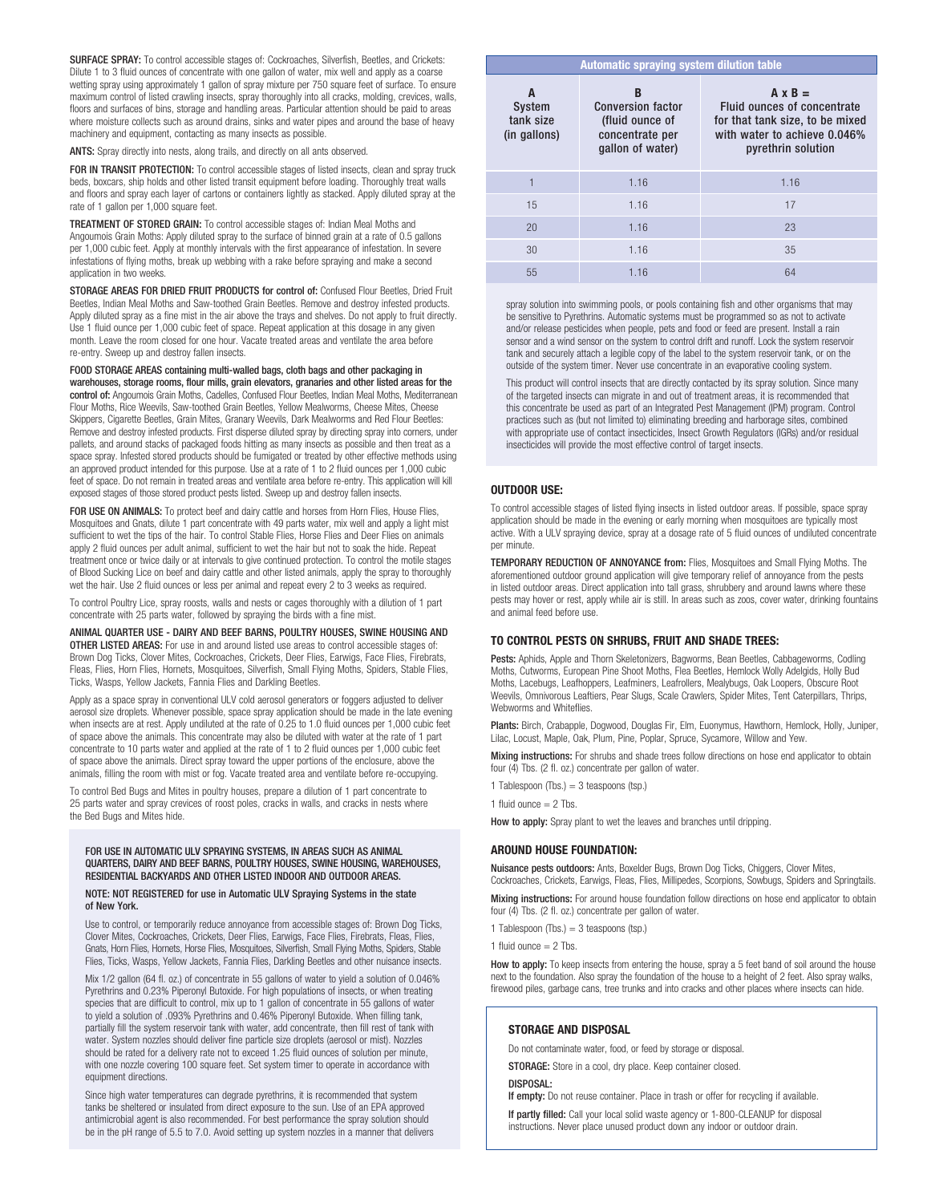**SURFACE SPRAY:** To control accessible stages of: Cockroaches, Silverfish, Beetles, and Crickets: Dilute 1 to 3 fluid ounces of concentrate with one gallon of water, mix well and apply as a coarse wetting spray using approximately 1 gallon of spray mixture per 750 square feet of surface. To ensure maximum control of listed crawling insects, spray thoroughly into all cracks, molding, crevices, walls, floors and surfaces of bins, storage and handling areas. Particular attention should be paid to areas where moisture collects such as around drains, sinks and water pipes and around the base of heavy machinery and equipment, contacting as many insects as possible.

**ANTS:** Spray directly into nests, along trails, and directly on all ants observed.

**FOR IN TRANSIT PROTECTION:** To control accessible stages of listed insects, clean and spray truck beds, boxcars, ship holds and other listed transit equipment before loading. Thoroughly treat walls and floors and spray each layer of cartons or containers lightly as stacked. Apply diluted spray at the rate of 1 gallon per 1,000 square feet.

**TREATMENT OF STORED GRAIN:** To control accessible stages of: Indian Meal Moths and Angoumois Grain Moths: Apply diluted spray to the surface of binned grain at a rate of 0.5 gallons per 1,000 cubic feet. Apply at monthly intervals with the first appearance of infestation. In severe infestations of flying moths, break up webbing with a rake before spraying and make a second application in two weeks.

**STORAGE AREAS FOR DRIED FRUIT PRODUCTS for control of:** Confused Flour Beetles, Dried Fruit Beetles, Indian Meal Moths and Saw-toothed Grain Beetles. Remove and destroy infested products. Apply diluted spray as a fine mist in the air above the trays and shelves. Do not apply to fruit directly. Use 1 fluid ounce per 1,000 cubic feet of space. Repeat application at this dosage in any given month. Leave the room closed for one hour. Vacate treated areas and ventilate the area before re-entry. Sweep up and destroy fallen insects.

**FOOD STORAGE AREAS containing multi-walled bags, cloth bags and other packaging in warehouses, storage rooms, flour mills, grain elevators, granaries and other listed areas for the control of:** Angoumois Grain Moths, Cadelles, Confused Flour Beetles, Indian Meal Moths, Mediterranean Flour Moths, Rice Weevils, Saw-toothed Grain Beetles, Yellow Mealworms, Cheese Mites, Cheese Skippers, Cigarette Beetles, Grain Mites, Granary Weevils, Dark Mealworms and Red Flour Beetles: Remove and destroy infested products. First disperse diluted spray by directing spray into corners, under pallets, and around stacks of packaged foods hitting as many insects as possible and then treat as a space spray. Infested stored products should be fumigated or treated by other effective methods using an approved product intended for this purpose. Use at a rate of 1 to 2 fluid ounces per 1,000 cubic feet of space. Do not remain in treated areas and ventilate area before re-entry. This application will kill exposed stages of those stored product pests listed. Sweep up and destroy fallen insects.

**FOR USE ON ANIMALS:** To protect beef and dairy cattle and horses from Horn Flies, House Flies, Mosquitoes and Gnats, dilute 1 part concentrate with 49 parts water, mix well and apply a light mist sufficient to wet the tips of the hair. To control Stable Flies, Horse Flies and Deer Flies on animals apply 2 fluid ounces per adult animal, sufficient to wet the hair but not to soak the hide. Repeat treatment once or twice daily or at intervals to give continued protection. To control the motile stages of Blood Sucking Lice on beef and dairy cattle and other listed animals, apply the spray to thoroughly wet the hair. Use 2 fluid ounces or less per animal and repeat every 2 to 3 weeks as required.

To control Poultry Lice, spray roosts, walls and nests or cages thoroughly with a dilution of 1 part concentrate with 25 parts water, followed by spraying the birds with a fine mist.

**ANIMAL QUARTER USE - DAIRY AND BEEF BARNS, POULTRY HOUSES, SWINE HOUSING AND OTHER LISTED AREAS:** For use in and around listed use areas to control accessible stages of: Brown Dog Ticks, Clover Mites, Cockroaches, Crickets, Deer Flies, Earwigs, Face Flies, Firebrats, Fleas, Flies, Horn Flies, Hornets, Mosquitoes, Silverfish, Small Flying Moths, Spiders, Stable Flies, Ticks, Wasps, Yellow Jackets, Fannia Flies and Darkling Beetles.

Apply as a space spray in conventional ULV cold aerosol generators or foggers adjusted to deliver aerosol size droplets. Whenever possible, space spray application should be made in the late evening when insects are at rest. Apply undiluted at the rate of 0.25 to 1.0 fluid ounces per 1,000 cubic feet of space above the animals. This concentrate may also be diluted with water at the rate of 1 part concentrate to 10 parts water and applied at the rate of 1 to 2 fluid ounces per 1,000 cubic feet of space above the animals. Direct spray toward the upper portions of the enclosure, above the animals, filling the room with mist or fog. Vacate treated area and ventilate before re-occupying.

To control Bed Bugs and Mites in poultry houses, prepare a dilution of 1 part concentrate to 25 parts water and spray crevices of roost poles, cracks in walls, and cracks in nests where the Bed Bugs and Mites hide.

**FOR USE IN AUTOMATIC ULV SPRAYING SYSTEMS, IN AREAS SUCH AS ANIMAL QUARTERS, DAIRY AND BEEF BARNS, POULTRY HOUSES, SWINE HOUSING, WAREHOUSES, RESIDENTIAL BACKYARDS AND OTHER LISTED INDOOR AND OUTDOOR AREAS.**

**NOTE: NOT REGISTERED for use in Automatic ULV Spraying Systems in the state of New York.**

Use to control, or temporarily reduce annoyance from accessible stages of: Brown Dog Ticks, Clover Mites, Cockroaches, Crickets, Deer Flies, Earwigs, Face Flies, Firebrats, Fleas, Flies, Gnats, Horn Flies, Hornets, Horse Flies, Mosquitoes, Silverfish, Small Flying Moths, Spiders, Stable Flies, Ticks, Wasps, Yellow Jackets, Fannia Flies, Darkling Beetles and other nuisance insects.

Mix 1/2 gallon (64 fl. oz.) of concentrate in 55 gallons of water to yield a solution of 0.046% Pyrethrins and 0.23% Piperonyl Butoxide. For high populations of insects, or when treating species that are difficult to control, mix up to 1 gallon of concentrate in 55 gallons of water to yield a solution of .093% Pyrethrins and 0.46% Piperonyl Butoxide. When filling tank, partially fill the system reservoir tank with water, add concentrate, then fill rest of tank with water. System nozzles should deliver fine particle size droplets (aerosol or mist). Nozzles should be rated for a delivery rate not to exceed 1.25 fluid ounces of solution per minute, with one nozzle covering 100 square feet. Set system timer to operate in accordance with equipment directions.

Since high water temperatures can degrade pyrethrins, it is recommended that system tanks be sheltered or insulated from direct exposure to the sun. Use of an EPA approved antimicrobial agent is also recommended. For best performance the spray solution should be in the pH range of 5.5 to 7.0. Avoid setting up system nozzles in a manner that delivers spray solution into swimming pools, or pools containing fish and other organisms that may be sensitive to Pyrethrins. Automatic systems must be programmed so as not to activate and/or release pesticides when people, pets and food or feed are present. Install a rain sensor and a wind sensor on the system to control drift and runoff. Lock the system reservoir tank and securely attach a legible copy of the label to the system reservoir tank, or on the outside of the system timer. Never use concentrate in an evaporative cooling system.

**Automatic spraying system dilution table**

| A<br>System tank size (in gallons) | B<br>Conversion factor (fluid ounce of concentrate per gallon of water) | A x B =<br>Fluid ounces of concentrate for that tank size, to be mixed with water to achieve 0.046% pyrethrin solution |
|---|---|---|
| 1 | 1.16 | 1.16 |
| 15 | 1.16 | 17 |
| 20 | 1.16 | 23 |
| 30 | 1.16 | 35 |
| 55 | 1.16 | 64 |

This product will control insects that are directly contacted by its spray solution. Since many of the targeted insects can migrate in and out of treatment areas, it is recommended that this concentrate be used as part of an Integrated Pest Management (IPM) program. Control practices such as (but not limited to) eliminating breeding and harborage sites, combined with appropriate use of contact insecticides, Insect Growth Regulators (IGRs) and/or residual insecticides will provide the most effective control of target insects.

## OUTDOOR USE:

To control accessible stages of listed flying insects in listed outdoor areas. If possible, space spray application should be made in the evening or early morning when mosquitoes are typically most active. With a ULV spraying device, spray at a dosage rate of 5 fluid ounces of undiluted concentrate per minute.

**TEMPORARY REDUCTION OF ANNOYANCE from:** Flies, Mosquitoes and Small Flying Moths. The aforementioned outdoor ground application will give temporary relief of annoyance from the pests in listed outdoor areas. Direct application into tall grass, shrubbery and around lawns where these pests may hover or rest, apply while air is still. In areas such as zoos, cover water, drinking fountains and animal feed before use.

## TO CONTROL PESTS ON SHRUBS, FRUIT AND SHADE TREES:

**Pests:** Aphids, Apple and Thorn Skeletonizers, Bagworms, Bean Beetles, Cabbageworms, Codling Moths, Cutworms, European Pine Shoot Moths, Flea Beetles, Hemlock Wolly Adelgids, Holly Bud Moths, Lacebugs, Leafhoppers, Leafminers, Leafrollers, Mealybugs, Oak Loopers, Obscure Root Weevils, Omnivorous Leaftiers, Pear Slugs, Scale Crawlers, Spider Mites, Tent Caterpillars, Thrips, Webworms and Whiteflies.

**Plants:** Birch, Crabapple, Dogwood, Douglas Fir, Elm, Euonymus, Hawthorn, Hemlock, Holly, Juniper, Lilac, Locust, Maple, Oak, Plum, Pine, Poplar, Spruce, Sycamore, Willow and Yew.

**Mixing instructions:** For shrubs and shade trees follow directions on hose end applicator to obtain four (4) Tbs. (2 fl. oz.) concentrate per gallon of water.

1 Tablespoon (Tbs.) = 3 teaspoons (tsp.)

1 fluid ounce = 2 Tbs.

**How to apply:** Spray plant to wet the leaves and branches until dripping.

## AROUND HOUSE FOUNDATION:

**Nuisance pests outdoors:** Ants, Boxelder Bugs, Brown Dog Ticks, Chiggers, Clover Mites, Cockroaches, Crickets, Earwigs, Fleas, Flies, Millipedes, Scorpions, Sowbugs, Spiders and Springtails.

**Mixing instructions:** For around house foundation follow directions on hose end applicator to obtain four (4) Tbs. (2 fl. oz.) concentrate per gallon of water.

1 Tablespoon (Tbs.) = 3 teaspoons (tsp.)

1 fluid ounce = 2 Tbs.

**How to apply:** To keep insects from entering the house, spray a 5 feet band of soil around the house next to the foundation. Also spray the foundation of the house to a height of 2 feet. Also spray walks, firewood piles, garbage cans, tree trunks and into cracks and other places where insects can hide.

## STORAGE AND DISPOSAL

Do not contaminate water, food, or feed by storage or disposal.

**STORAGE:** Store in a cool, dry place. Keep container closed.

**DISPOSAL:**

**If empty:** Do not reuse container. Place in trash or offer for recycling if available.

**If partly filled:** Call your local solid waste agency or 1-800-CLEANUP for disposal instructions. Never place unused product down any indoor or outdoor drain.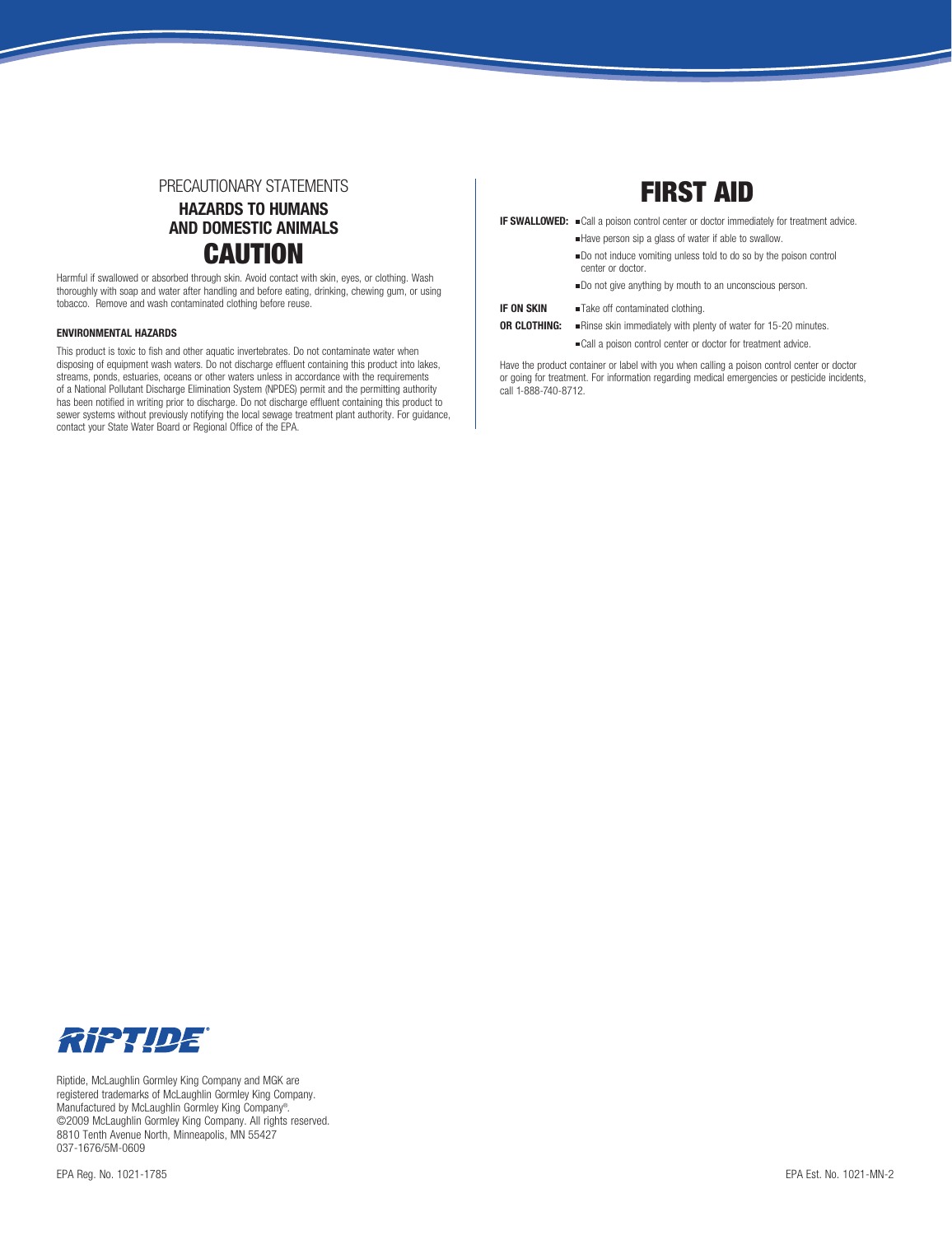PRECAUTIONARY STATEMENTS

## HAZARDS TO HUMANS AND DOMESTIC ANIMALS

## CAUTION

Harmful if swallowed or absorbed through skin. Avoid contact with skin, eyes, or clothing. Wash thoroughly with soap and water after handling and before eating, drinking, chewing gum, or using tobacco. Remove and wash contaminated clothing before reuse.

### ENVIRONMENTAL HAZARDS

This product is toxic to fish and other aquatic invertebrates. Do not contaminate water when disposing of equipment wash waters. Do not discharge effluent containing this product into lakes, streams, ponds, estuaries, oceans or other waters unless in accordance with the requirements of a National Pollutant Discharge Elimination System (NPDES) permit and the permitting authority has been notified in writing prior to discharge. Do not discharge effluent containing this product to sewer systems without previously notifying the local sewage treatment plant authority. For guidance, contact your State Water Board or Regional Office of the EPA.

## FIRST AID

**IF SWALLOWED:**
- Call a poison control center or doctor immediately for treatment advice.
- Have person sip a glass of water if able to swallow.
- Do not induce vomiting unless told to do so by the poison control center or doctor.
- Do not give anything by mouth to an unconscious person.

**IF ON SKIN OR CLOTHING:**
- Take off contaminated clothing.
- Rinse skin immediately with plenty of water for 15-20 minutes.
- Call a poison control center or doctor for treatment advice.

Have the product container or label with you when calling a poison control center or doctor or going for treatment. For information regarding medical emergencies or pesticide incidents, call 1-888-740-8712.

RIPTIDE®

Riptide, McLaughlin Gormley King Company and MGK are registered trademarks of McLaughlin Gormley King Company.
Manufactured by McLaughlin Gormley King Company®.
©2009 McLaughlin Gormley King Company. All rights reserved.
8810 Tenth Avenue North, Minneapolis, MN 55427
037-1676/5M-0609

EPA Reg. No. 1021-1785

EPA Est. No. 1021-MN-2